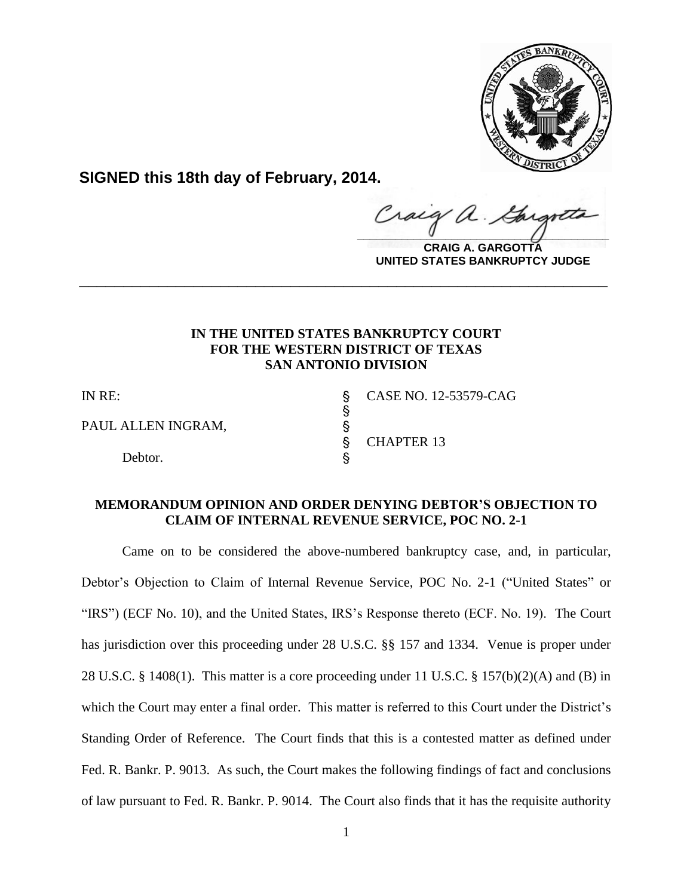**SIGNED this 18th day of February, 2014.**

**CRAIG A. GARGOTTA**
**UNITED STATES BANKRUPTCY JUDGE**

---

**IN THE UNITED STATES BANKRUPTCY COURT**
**FOR THE WESTERN DISTRICT OF TEXAS**
**SAN ANTONIO DIVISION**

| | | |
|---|---|---|
| IN RE: | § | CASE NO. 12-53579-CAG |
| | § | |
| PAUL ALLEN INGRAM, | § | |
| | § | CHAPTER 13 |
| Debtor. | § | |

**MEMORANDUM OPINION AND ORDER DENYING DEBTOR'S OBJECTION TO CLAIM OF INTERNAL REVENUE SERVICE, POC NO. 2-1**

Came on to be considered the above-numbered bankruptcy case, and, in particular, Debtor's Objection to Claim of Internal Revenue Service, POC No. 2-1 ("United States" or "IRS") (ECF No. 10), and the United States, IRS's Response thereto (ECF. No. 19). The Court has jurisdiction over this proceeding under 28 U.S.C. §§ 157 and 1334. Venue is proper under 28 U.S.C. § 1408(1). This matter is a core proceeding under 11 U.S.C. § 157(b)(2)(A) and (B) in which the Court may enter a final order. This matter is referred to this Court under the District's Standing Order of Reference. The Court finds that this is a contested matter as defined under Fed. R. Bankr. P. 9013. As such, the Court makes the following findings of fact and conclusions of law pursuant to Fed. R. Bankr. P. 9014. The Court also finds that it has the requisite authority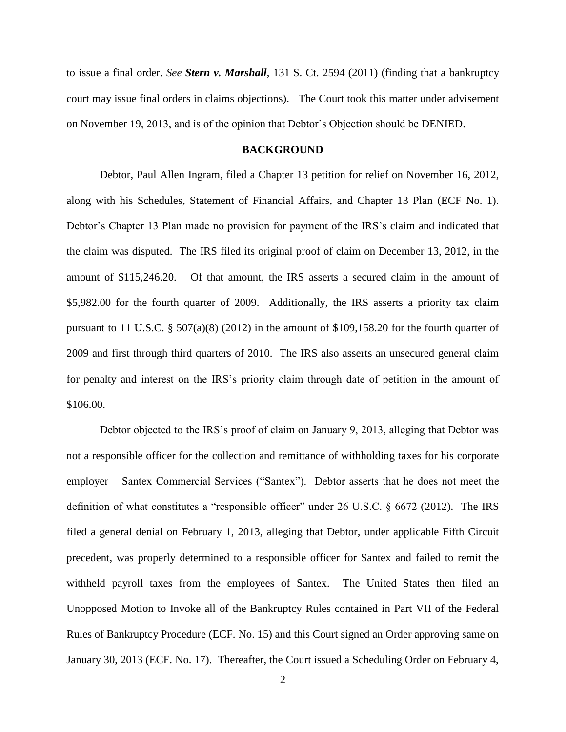to issue a final order. *See* ***Stern v. Marshall***, 131 S. Ct. 2594 (2011) (finding that a bankruptcy court may issue final orders in claims objections). The Court took this matter under advisement on November 19, 2013, and is of the opinion that Debtor's Objection should be DENIED.

## BACKGROUND

Debtor, Paul Allen Ingram, filed a Chapter 13 petition for relief on November 16, 2012, along with his Schedules, Statement of Financial Affairs, and Chapter 13 Plan (ECF No. 1). Debtor's Chapter 13 Plan made no provision for payment of the IRS's claim and indicated that the claim was disputed. The IRS filed its original proof of claim on December 13, 2012, in the amount of $115,246.20. Of that amount, the IRS asserts a secured claim in the amount of $5,982.00 for the fourth quarter of 2009. Additionally, the IRS asserts a priority tax claim pursuant to 11 U.S.C. § 507(a)(8) (2012) in the amount of $109,158.20 for the fourth quarter of 2009 and first through third quarters of 2010. The IRS also asserts an unsecured general claim for penalty and interest on the IRS's priority claim through date of petition in the amount of $106.00.

Debtor objected to the IRS's proof of claim on January 9, 2013, alleging that Debtor was not a responsible officer for the collection and remittance of withholding taxes for his corporate employer – Santex Commercial Services ("Santex"). Debtor asserts that he does not meet the definition of what constitutes a "responsible officer" under 26 U.S.C. § 6672 (2012). The IRS filed a general denial on February 1, 2013, alleging that Debtor, under applicable Fifth Circuit precedent, was properly determined to a responsible officer for Santex and failed to remit the withheld payroll taxes from the employees of Santex. The United States then filed an Unopposed Motion to Invoke all of the Bankruptcy Rules contained in Part VII of the Federal Rules of Bankruptcy Procedure (ECF. No. 15) and this Court signed an Order approving same on January 30, 2013 (ECF. No. 17). Thereafter, the Court issued a Scheduling Order on February 4,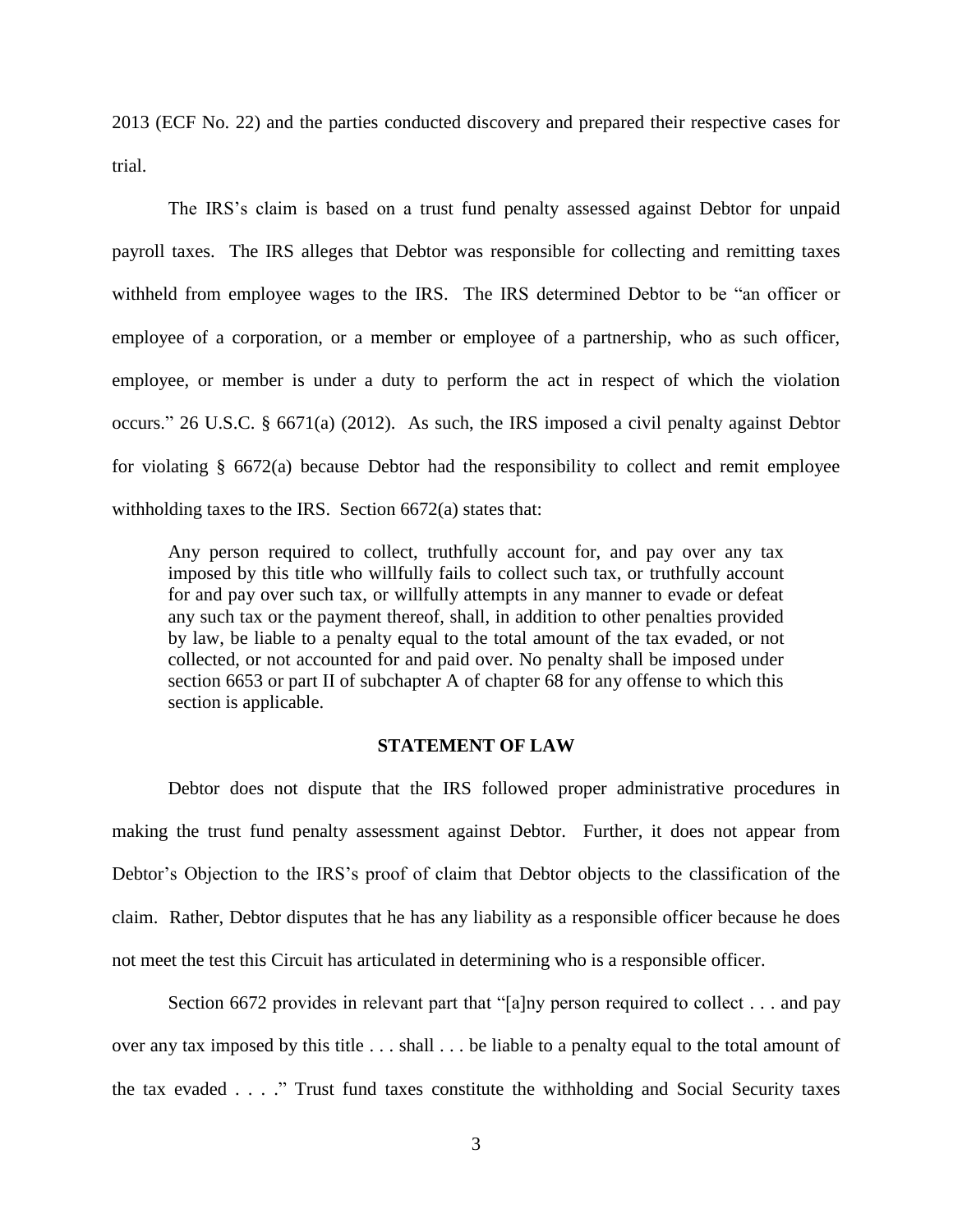2013 (ECF No. 22) and the parties conducted discovery and prepared their respective cases for trial.

The IRS's claim is based on a trust fund penalty assessed against Debtor for unpaid payroll taxes. The IRS alleges that Debtor was responsible for collecting and remitting taxes withheld from employee wages to the IRS. The IRS determined Debtor to be "an officer or employee of a corporation, or a member or employee of a partnership, who as such officer, employee, or member is under a duty to perform the act in respect of which the violation occurs." 26 U.S.C. § 6671(a) (2012). As such, the IRS imposed a civil penalty against Debtor for violating § 6672(a) because Debtor had the responsibility to collect and remit employee withholding taxes to the IRS. Section 6672(a) states that:

> Any person required to collect, truthfully account for, and pay over any tax imposed by this title who willfully fails to collect such tax, or truthfully account for and pay over such tax, or willfully attempts in any manner to evade or defeat any such tax or the payment thereof, shall, in addition to other penalties provided by law, be liable to a penalty equal to the total amount of the tax evaded, or not collected, or not accounted for and paid over. No penalty shall be imposed under section 6653 or part II of subchapter A of chapter 68 for any offense to which this section is applicable.

## STATEMENT OF LAW

Debtor does not dispute that the IRS followed proper administrative procedures in making the trust fund penalty assessment against Debtor. Further, it does not appear from Debtor's Objection to the IRS's proof of claim that Debtor objects to the classification of the claim. Rather, Debtor disputes that he has any liability as a responsible officer because he does not meet the test this Circuit has articulated in determining who is a responsible officer.

Section 6672 provides in relevant part that "[a]ny person required to collect . . . and pay over any tax imposed by this title . . . shall . . . be liable to a penalty equal to the total amount of the tax evaded . . . ." Trust fund taxes constitute the withholding and Social Security taxes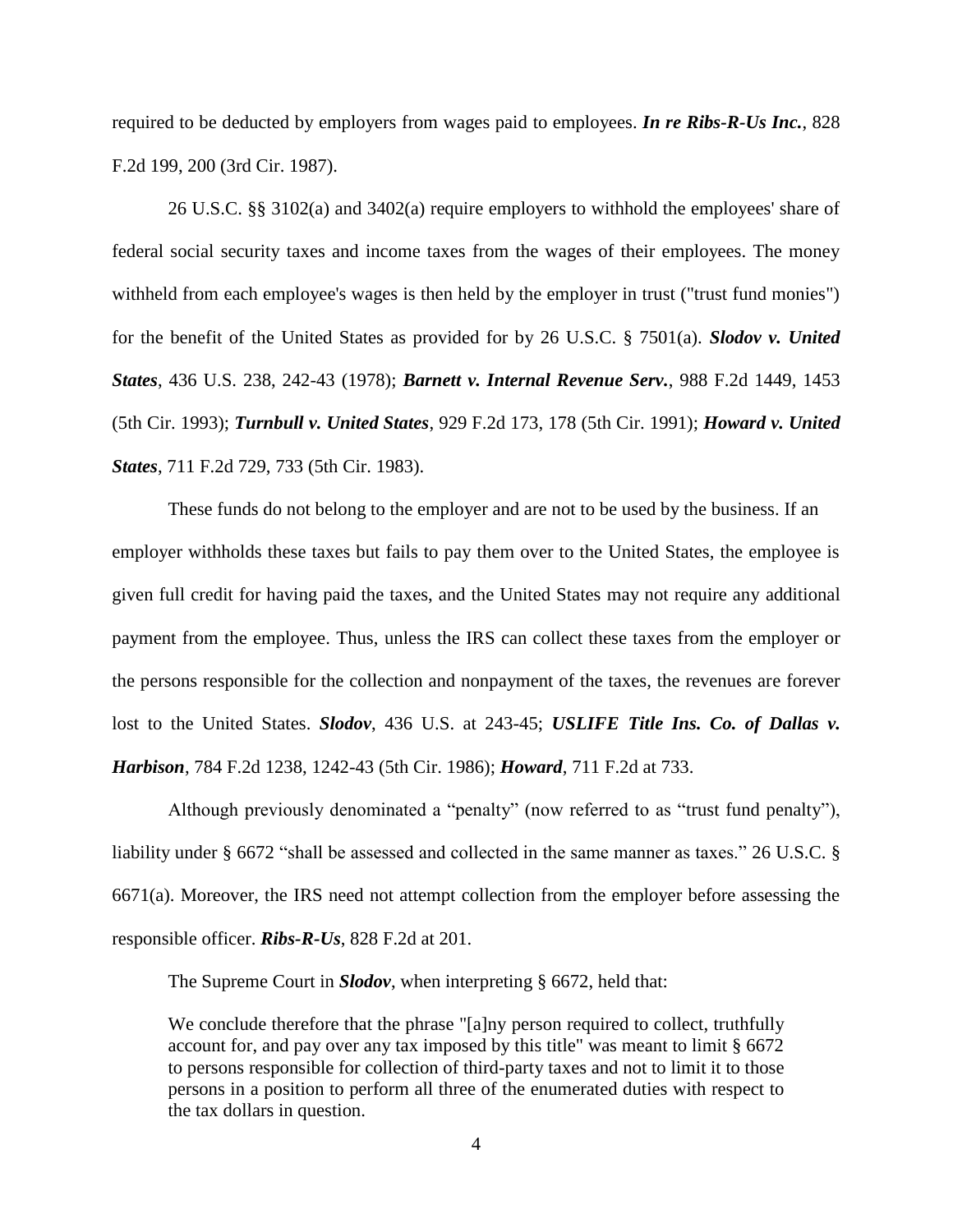required to be deducted by employers from wages paid to employees. ***In re Ribs-R-Us Inc.***, 828 F.2d 199, 200 (3rd Cir. 1987).

26 U.S.C. §§ 3102(a) and 3402(a) require employers to withhold the employees' share of federal social security taxes and income taxes from the wages of their employees. The money withheld from each employee's wages is then held by the employer in trust ("trust fund monies") for the benefit of the United States as provided for by 26 U.S.C. § 7501(a). ***Slodov v. United States***, 436 U.S. 238, 242-43 (1978); ***Barnett v. Internal Revenue Serv.***, 988 F.2d 1449, 1453 (5th Cir. 1993); ***Turnbull v. United States***, 929 F.2d 173, 178 (5th Cir. 1991); ***Howard v. United States***, 711 F.2d 729, 733 (5th Cir. 1983).

These funds do not belong to the employer and are not to be used by the business. If an employer withholds these taxes but fails to pay them over to the United States, the employee is given full credit for having paid the taxes, and the United States may not require any additional payment from the employee. Thus, unless the IRS can collect these taxes from the employer or the persons responsible for the collection and nonpayment of the taxes, the revenues are forever lost to the United States. ***Slodov***, 436 U.S. at 243-45; ***USLIFE Title Ins. Co. of Dallas v. Harbison***, 784 F.2d 1238, 1242-43 (5th Cir. 1986); ***Howard***, 711 F.2d at 733.

Although previously denominated a "penalty" (now referred to as "trust fund penalty"), liability under § 6672 "shall be assessed and collected in the same manner as taxes." 26 U.S.C. § 6671(a). Moreover, the IRS need not attempt collection from the employer before assessing the responsible officer. ***Ribs-R-Us***, 828 F.2d at 201.

The Supreme Court in ***Slodov***, when interpreting § 6672, held that:

> We conclude therefore that the phrase "[a]ny person required to collect, truthfully account for, and pay over any tax imposed by this title" was meant to limit § 6672 to persons responsible for collection of third-party taxes and not to limit it to those persons in a position to perform all three of the enumerated duties with respect to the tax dollars in question.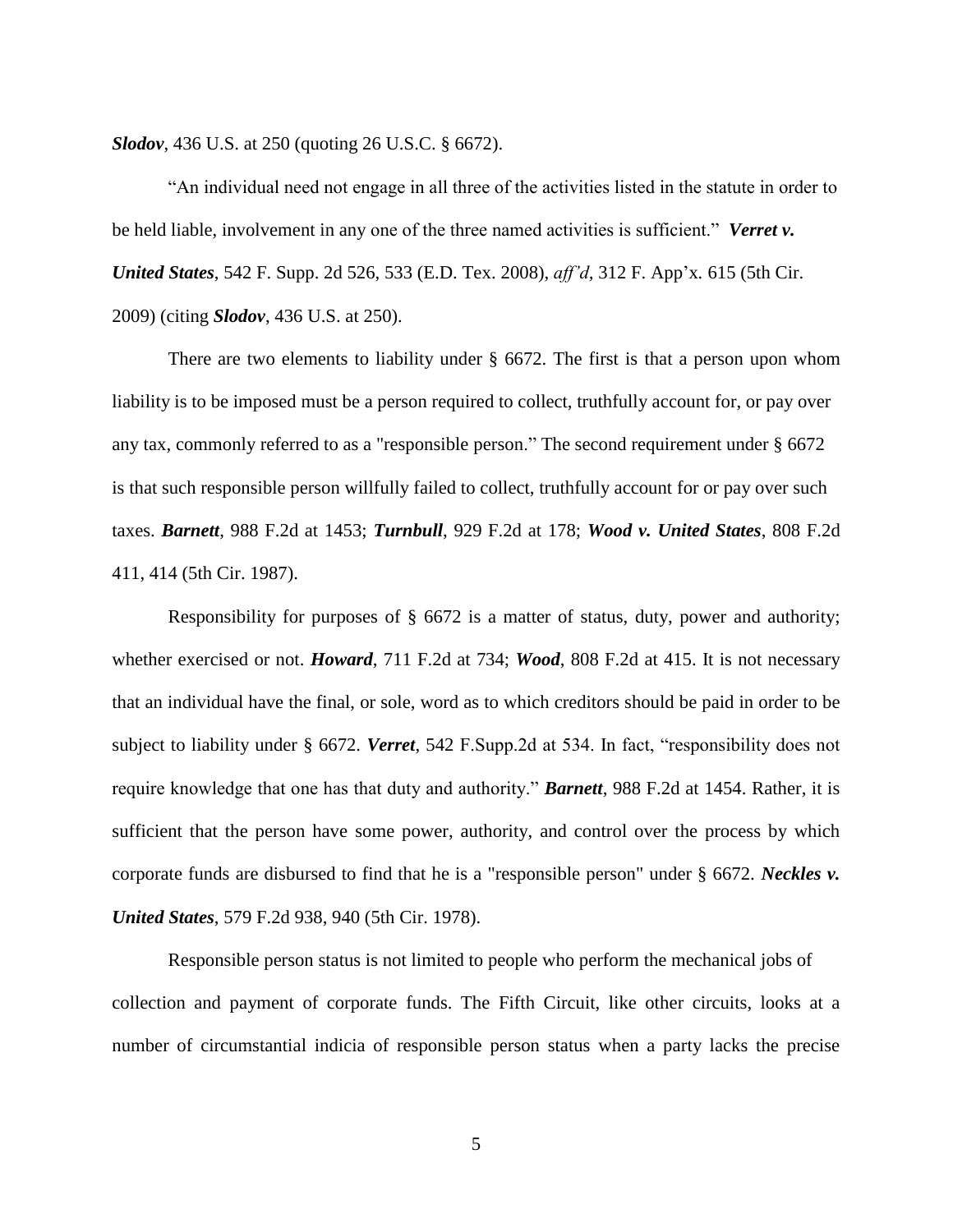***Slodov***, 436 U.S. at 250 (quoting 26 U.S.C. § 6672).

"An individual need not engage in all three of the activities listed in the statute in order to be held liable, involvement in any one of the three named activities is sufficient." ***Verret v. United States***, 542 F. Supp. 2d 526, 533 (E.D. Tex. 2008), *aff'd*, 312 F. App'x. 615 (5th Cir. 2009) (citing ***Slodov***, 436 U.S. at 250).

There are two elements to liability under § 6672. The first is that a person upon whom liability is to be imposed must be a person required to collect, truthfully account for, or pay over any tax, commonly referred to as a "responsible person." The second requirement under § 6672 is that such responsible person willfully failed to collect, truthfully account for or pay over such taxes. ***Barnett***, 988 F.2d at 1453; ***Turnbull***, 929 F.2d at 178; ***Wood v. United States***, 808 F.2d 411, 414 (5th Cir. 1987).

Responsibility for purposes of § 6672 is a matter of status, duty, power and authority; whether exercised or not. ***Howard***, 711 F.2d at 734; ***Wood***, 808 F.2d at 415. It is not necessary that an individual have the final, or sole, word as to which creditors should be paid in order to be subject to liability under § 6672. ***Verret***, 542 F.Supp.2d at 534. In fact, "responsibility does not require knowledge that one has that duty and authority." ***Barnett***, 988 F.2d at 1454. Rather, it is sufficient that the person have some power, authority, and control over the process by which corporate funds are disbursed to find that he is a "responsible person" under § 6672. ***Neckles v. United States***, 579 F.2d 938, 940 (5th Cir. 1978).

Responsible person status is not limited to people who perform the mechanical jobs of collection and payment of corporate funds. The Fifth Circuit, like other circuits, looks at a number of circumstantial indicia of responsible person status when a party lacks the precise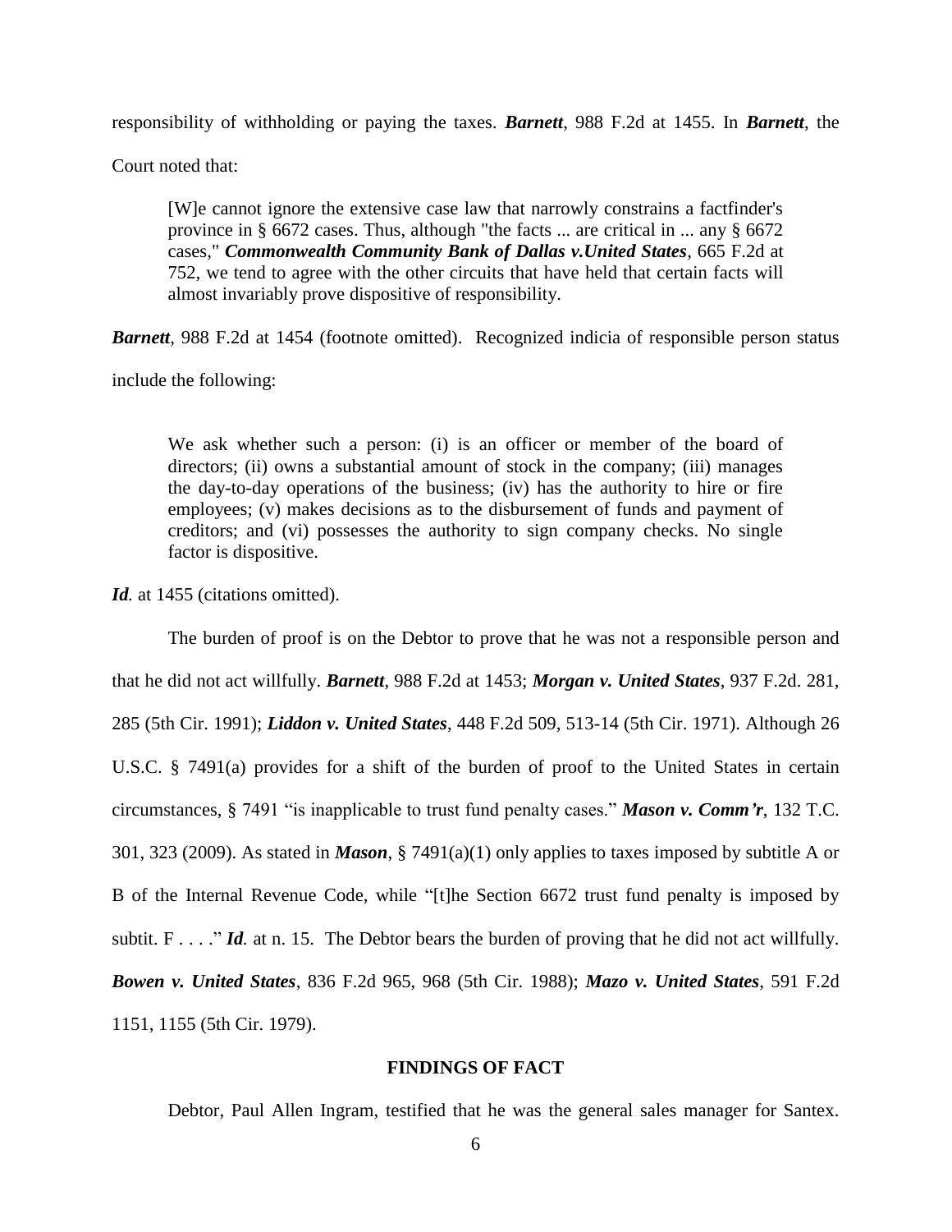responsibility of withholding or paying the taxes. ***Barnett***, 988 F.2d at 1455. In ***Barnett***, the Court noted that:

> [W]e cannot ignore the extensive case law that narrowly constrains a factfinder's province in § 6672 cases. Thus, although "the facts ... are critical in ... any § 6672 cases," ***Commonwealth Community Bank of Dallas v.United States***, 665 F.2d at 752, we tend to agree with the other circuits that have held that certain facts will almost invariably prove dispositive of responsibility.

***Barnett***, 988 F.2d at 1454 (footnote omitted). Recognized indicia of responsible person status include the following:

> We ask whether such a person: (i) is an officer or member of the board of directors; (ii) owns a substantial amount of stock in the company; (iii) manages the day-to-day operations of the business; (iv) has the authority to hire or fire employees; (v) makes decisions as to the disbursement of funds and payment of creditors; and (vi) possesses the authority to sign company checks. No single factor is dispositive.

***Id.*** at 1455 (citations omitted).

The burden of proof is on the Debtor to prove that he was not a responsible person and that he did not act willfully. ***Barnett***, 988 F.2d at 1453; ***Morgan v. United States***, 937 F.2d. 281, 285 (5th Cir. 1991); ***Liddon v. United States***, 448 F.2d 509, 513-14 (5th Cir. 1971). Although 26 U.S.C. § 7491(a) provides for a shift of the burden of proof to the United States in certain circumstances, § 7491 "is inapplicable to trust fund penalty cases." ***Mason v. Comm'r***, 132 T.C. 301, 323 (2009). As stated in ***Mason***, § 7491(a)(1) only applies to taxes imposed by subtitle A or B of the Internal Revenue Code, while "[t]he Section 6672 trust fund penalty is imposed by subtit. F . . . ." ***Id.*** at n. 15. The Debtor bears the burden of proving that he did not act willfully. ***Bowen v. United States***, 836 F.2d 965, 968 (5th Cir. 1988); ***Mazo v. United States***, 591 F.2d 1151, 1155 (5th Cir. 1979).

## FINDINGS OF FACT

Debtor, Paul Allen Ingram, testified that he was the general sales manager for Santex.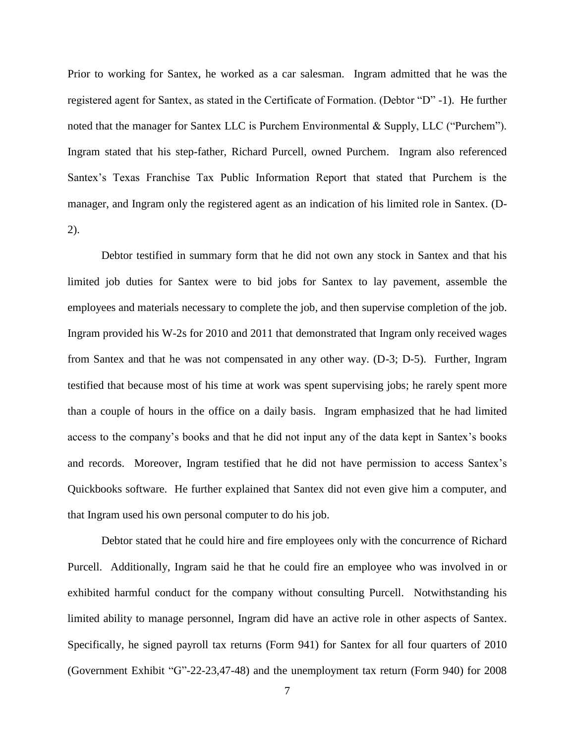Prior to working for Santex, he worked as a car salesman. Ingram admitted that he was the registered agent for Santex, as stated in the Certificate of Formation. (Debtor "D" -1). He further noted that the manager for Santex LLC is Purchem Environmental & Supply, LLC ("Purchem"). Ingram stated that his step-father, Richard Purcell, owned Purchem. Ingram also referenced Santex's Texas Franchise Tax Public Information Report that stated that Purchem is the manager, and Ingram only the registered agent as an indication of his limited role in Santex. (D-2).

Debtor testified in summary form that he did not own any stock in Santex and that his limited job duties for Santex were to bid jobs for Santex to lay pavement, assemble the employees and materials necessary to complete the job, and then supervise completion of the job. Ingram provided his W-2s for 2010 and 2011 that demonstrated that Ingram only received wages from Santex and that he was not compensated in any other way. (D-3; D-5). Further, Ingram testified that because most of his time at work was spent supervising jobs; he rarely spent more than a couple of hours in the office on a daily basis. Ingram emphasized that he had limited access to the company's books and that he did not input any of the data kept in Santex's books and records. Moreover, Ingram testified that he did not have permission to access Santex's Quickbooks software. He further explained that Santex did not even give him a computer, and that Ingram used his own personal computer to do his job.

Debtor stated that he could hire and fire employees only with the concurrence of Richard Purcell. Additionally, Ingram said he that he could fire an employee who was involved in or exhibited harmful conduct for the company without consulting Purcell. Notwithstanding his limited ability to manage personnel, Ingram did have an active role in other aspects of Santex. Specifically, he signed payroll tax returns (Form 941) for Santex for all four quarters of 2010 (Government Exhibit "G"-22-23,47-48) and the unemployment tax return (Form 940) for 2008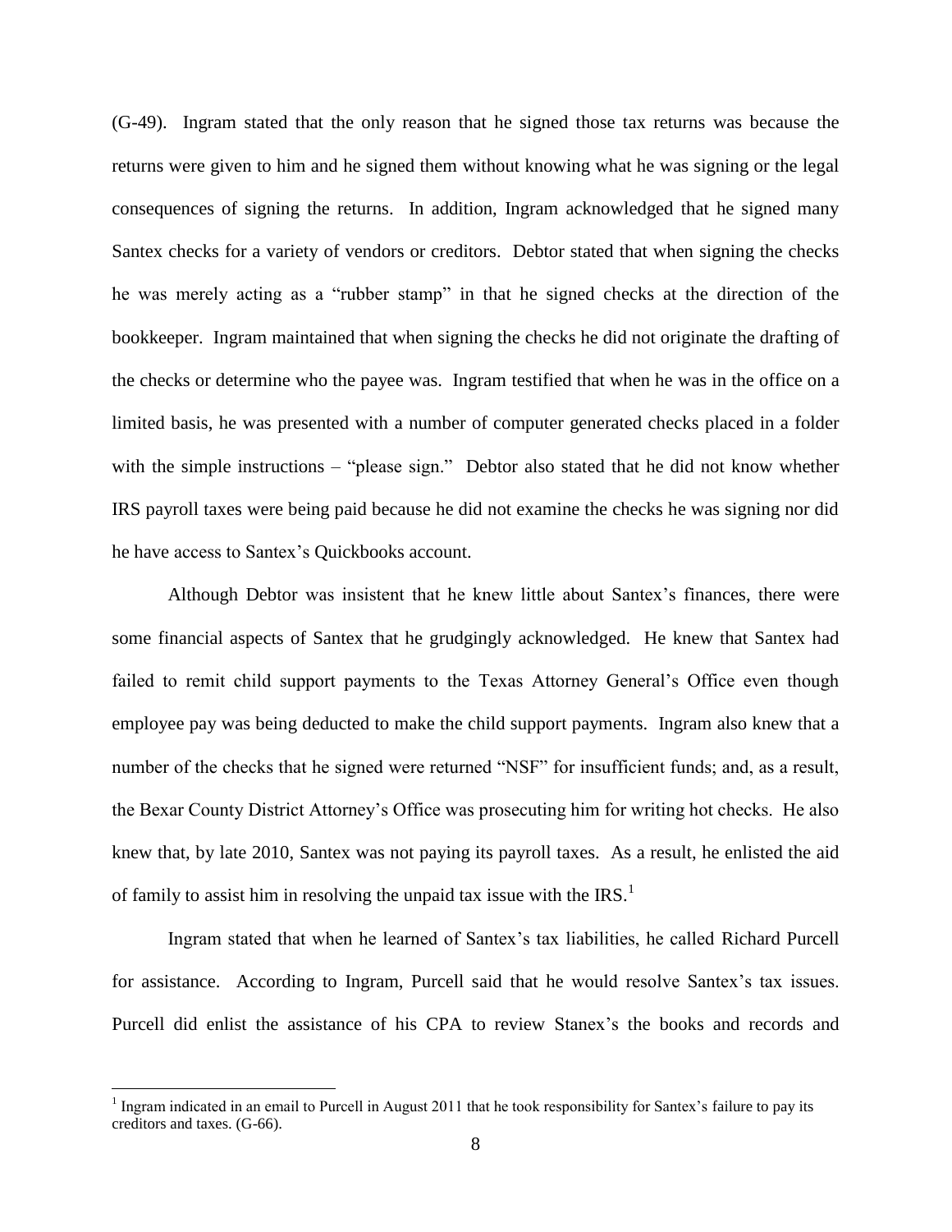(G-49). Ingram stated that the only reason that he signed those tax returns was because the returns were given to him and he signed them without knowing what he was signing or the legal consequences of signing the returns. In addition, Ingram acknowledged that he signed many Santex checks for a variety of vendors or creditors. Debtor stated that when signing the checks he was merely acting as a "rubber stamp" in that he signed checks at the direction of the bookkeeper. Ingram maintained that when signing the checks he did not originate the drafting of the checks or determine who the payee was. Ingram testified that when he was in the office on a limited basis, he was presented with a number of computer generated checks placed in a folder with the simple instructions – "please sign." Debtor also stated that he did not know whether IRS payroll taxes were being paid because he did not examine the checks he was signing nor did he have access to Santex's Quickbooks account.

Although Debtor was insistent that he knew little about Santex's finances, there were some financial aspects of Santex that he grudgingly acknowledged. He knew that Santex had failed to remit child support payments to the Texas Attorney General's Office even though employee pay was being deducted to make the child support payments. Ingram also knew that a number of the checks that he signed were returned "NSF" for insufficient funds; and, as a result, the Bexar County District Attorney's Office was prosecuting him for writing hot checks. He also knew that, by late 2010, Santex was not paying its payroll taxes. As a result, he enlisted the aid of family to assist him in resolving the unpaid tax issue with the IRS.[1]

Ingram stated that when he learned of Santex's tax liabilities, he called Richard Purcell for assistance. According to Ingram, Purcell said that he would resolve Santex's tax issues. Purcell did enlist the assistance of his CPA to review Stanex's the books and records and

---

[1] Ingram indicated in an email to Purcell in August 2011 that he took responsibility for Santex's failure to pay its creditors and taxes. (G-66).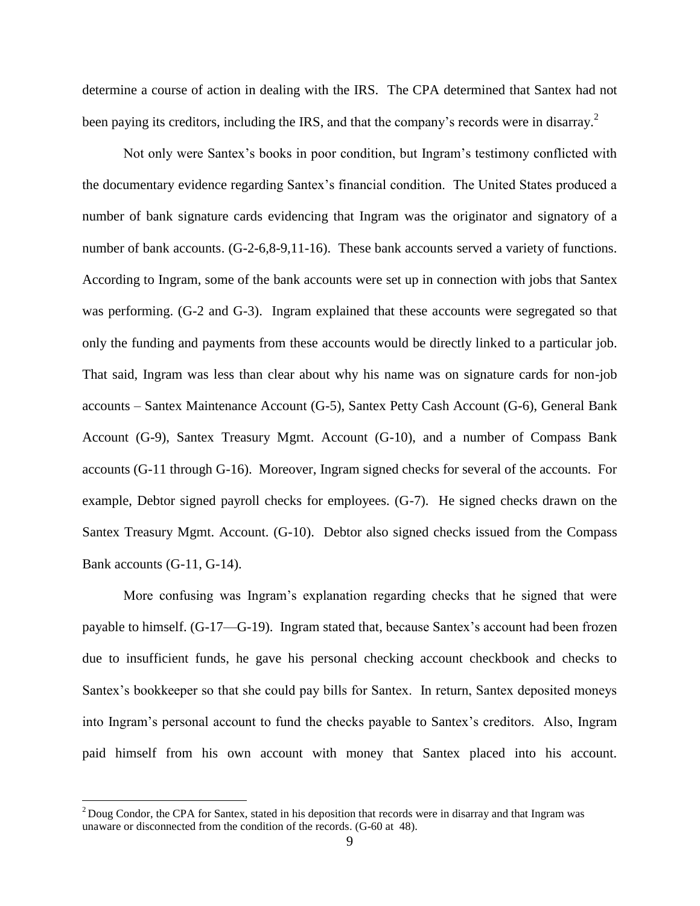determine a course of action in dealing with the IRS. The CPA determined that Santex had not been paying its creditors, including the IRS, and that the company's records were in disarray.[2]

Not only were Santex's books in poor condition, but Ingram's testimony conflicted with the documentary evidence regarding Santex's financial condition. The United States produced a number of bank signature cards evidencing that Ingram was the originator and signatory of a number of bank accounts. (G-2-6,8-9,11-16). These bank accounts served a variety of functions. According to Ingram, some of the bank accounts were set up in connection with jobs that Santex was performing. (G-2 and G-3). Ingram explained that these accounts were segregated so that only the funding and payments from these accounts would be directly linked to a particular job. That said, Ingram was less than clear about why his name was on signature cards for non-job accounts – Santex Maintenance Account (G-5), Santex Petty Cash Account (G-6), General Bank Account (G-9), Santex Treasury Mgmt. Account (G-10), and a number of Compass Bank accounts (G-11 through G-16). Moreover, Ingram signed checks for several of the accounts. For example, Debtor signed payroll checks for employees. (G-7). He signed checks drawn on the Santex Treasury Mgmt. Account. (G-10). Debtor also signed checks issued from the Compass Bank accounts (G-11, G-14).

More confusing was Ingram's explanation regarding checks that he signed that were payable to himself. (G-17—G-19). Ingram stated that, because Santex's account had been frozen due to insufficient funds, he gave his personal checking account checkbook and checks to Santex's bookkeeper so that she could pay bills for Santex. In return, Santex deposited moneys into Ingram's personal account to fund the checks payable to Santex's creditors. Also, Ingram paid himself from his own account with money that Santex placed into his account.

---

[2] Doug Condor, the CPA for Santex, stated in his deposition that records were in disarray and that Ingram was unaware or disconnected from the condition of the records. (G-60 at 48).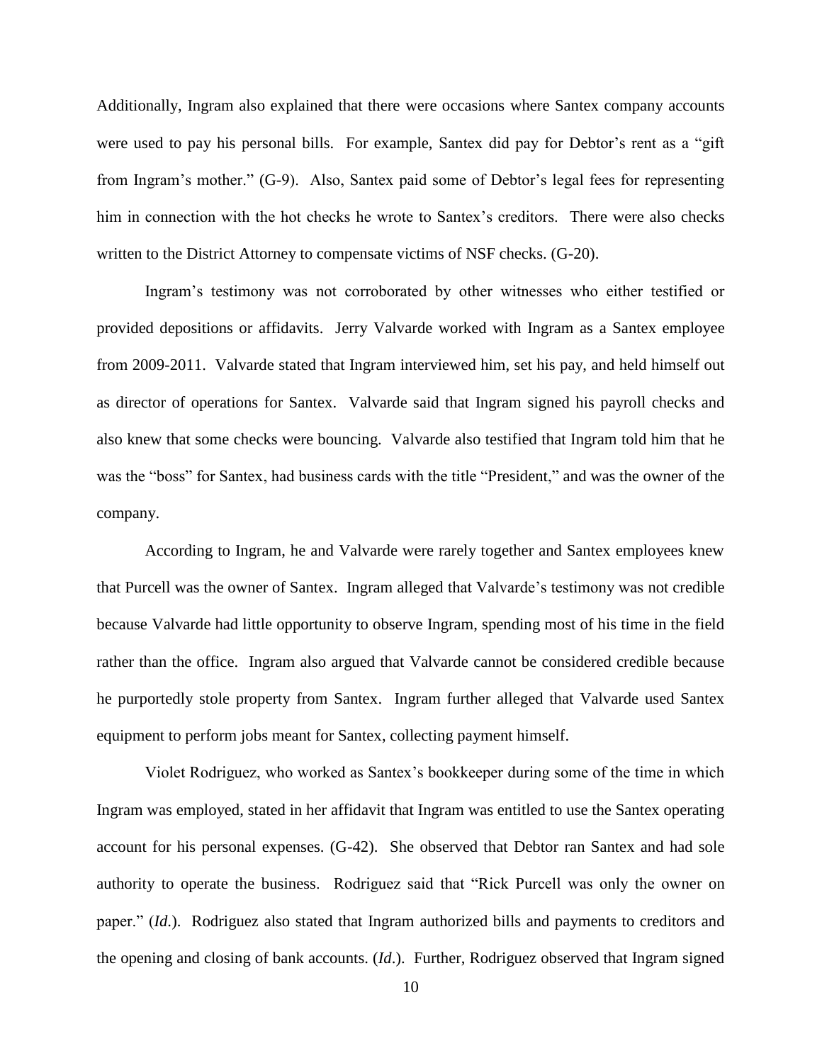Additionally, Ingram also explained that there were occasions where Santex company accounts were used to pay his personal bills. For example, Santex did pay for Debtor's rent as a "gift from Ingram's mother." (G-9). Also, Santex paid some of Debtor's legal fees for representing him in connection with the hot checks he wrote to Santex's creditors. There were also checks written to the District Attorney to compensate victims of NSF checks. (G-20).

Ingram's testimony was not corroborated by other witnesses who either testified or provided depositions or affidavits. Jerry Valvarde worked with Ingram as a Santex employee from 2009-2011. Valvarde stated that Ingram interviewed him, set his pay, and held himself out as director of operations for Santex. Valvarde said that Ingram signed his payroll checks and also knew that some checks were bouncing. Valvarde also testified that Ingram told him that he was the "boss" for Santex, had business cards with the title "President," and was the owner of the company.

According to Ingram, he and Valvarde were rarely together and Santex employees knew that Purcell was the owner of Santex. Ingram alleged that Valvarde's testimony was not credible because Valvarde had little opportunity to observe Ingram, spending most of his time in the field rather than the office. Ingram also argued that Valvarde cannot be considered credible because he purportedly stole property from Santex. Ingram further alleged that Valvarde used Santex equipment to perform jobs meant for Santex, collecting payment himself.

Violet Rodriguez, who worked as Santex's bookkeeper during some of the time in which Ingram was employed, stated in her affidavit that Ingram was entitled to use the Santex operating account for his personal expenses. (G-42). She observed that Debtor ran Santex and had sole authority to operate the business. Rodriguez said that "Rick Purcell was only the owner on paper." (*Id*.). Rodriguez also stated that Ingram authorized bills and payments to creditors and the opening and closing of bank accounts. (*Id*.). Further, Rodriguez observed that Ingram signed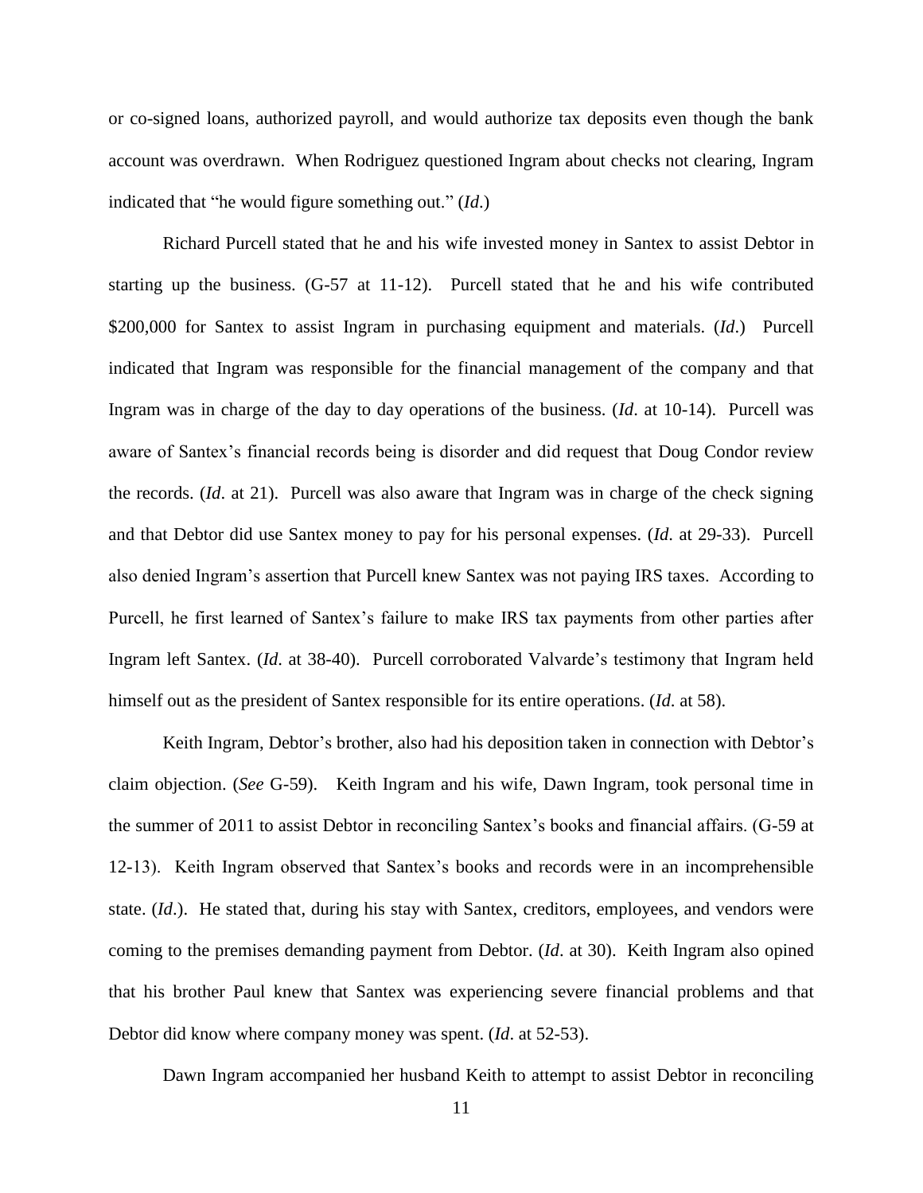or co-signed loans, authorized payroll, and would authorize tax deposits even though the bank account was overdrawn. When Rodriguez questioned Ingram about checks not clearing, Ingram indicated that "he would figure something out." (*Id*.)

Richard Purcell stated that he and his wife invested money in Santex to assist Debtor in starting up the business. (G-57 at 11-12). Purcell stated that he and his wife contributed $200,000 for Santex to assist Ingram in purchasing equipment and materials. (*Id*.) Purcell indicated that Ingram was responsible for the financial management of the company and that Ingram was in charge of the day to day operations of the business. (*Id*. at 10-14). Purcell was aware of Santex's financial records being is disorder and did request that Doug Condor review the records. (*Id*. at 21). Purcell was also aware that Ingram was in charge of the check signing and that Debtor did use Santex money to pay for his personal expenses. (*Id*. at 29-33). Purcell also denied Ingram's assertion that Purcell knew Santex was not paying IRS taxes. According to Purcell, he first learned of Santex's failure to make IRS tax payments from other parties after Ingram left Santex. (*Id*. at 38-40). Purcell corroborated Valvarde's testimony that Ingram held himself out as the president of Santex responsible for its entire operations. (*Id*. at 58).

Keith Ingram, Debtor's brother, also had his deposition taken in connection with Debtor's claim objection. (*See* G-59). Keith Ingram and his wife, Dawn Ingram, took personal time in the summer of 2011 to assist Debtor in reconciling Santex's books and financial affairs. (G-59 at 12-13). Keith Ingram observed that Santex's books and records were in an incomprehensible state. (*Id*.). He stated that, during his stay with Santex, creditors, employees, and vendors were coming to the premises demanding payment from Debtor. (*Id*. at 30). Keith Ingram also opined that his brother Paul knew that Santex was experiencing severe financial problems and that Debtor did know where company money was spent. (*Id*. at 52-53).

Dawn Ingram accompanied her husband Keith to attempt to assist Debtor in reconciling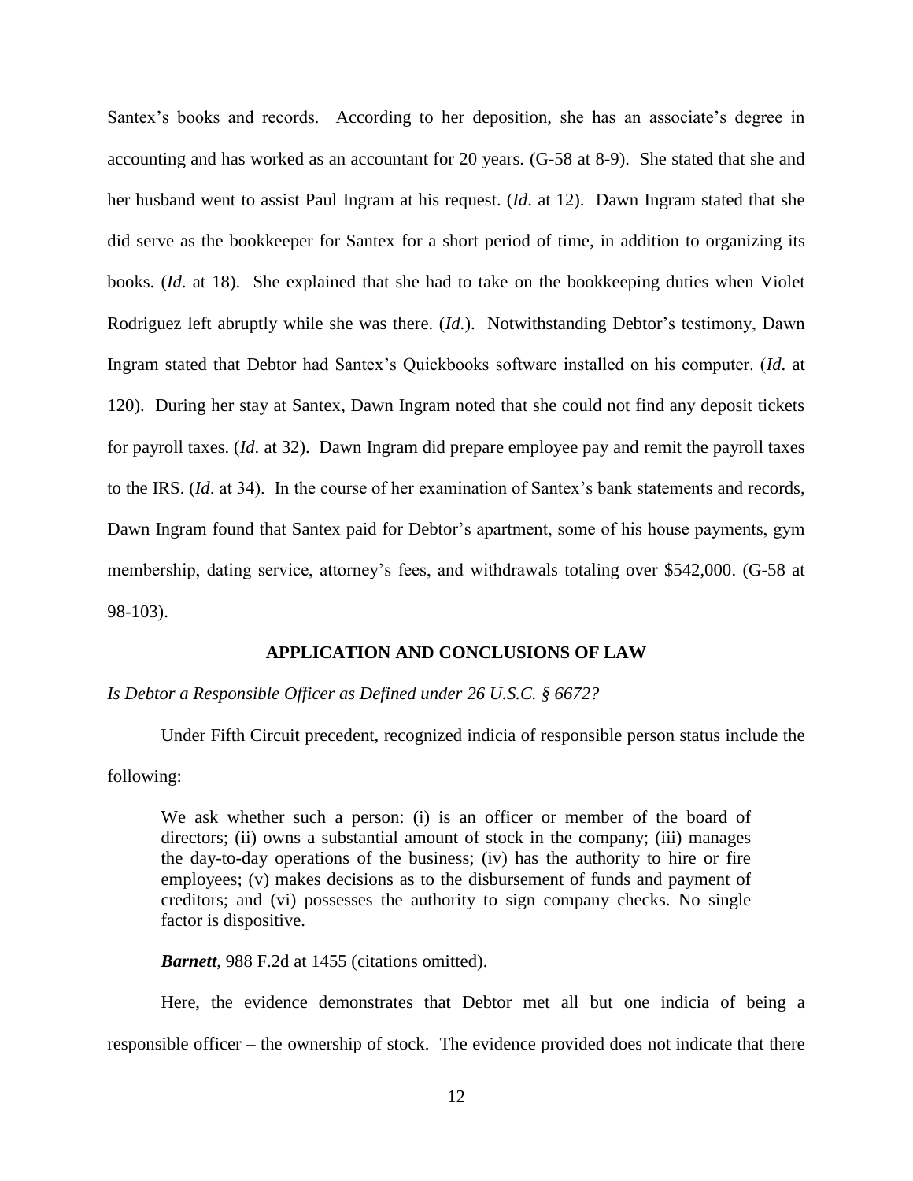Santex's books and records. According to her deposition, she has an associate's degree in accounting and has worked as an accountant for 20 years. (G-58 at 8-9). She stated that she and her husband went to assist Paul Ingram at his request. (*Id*. at 12). Dawn Ingram stated that she did serve as the bookkeeper for Santex for a short period of time, in addition to organizing its books. (*Id*. at 18). She explained that she had to take on the bookkeeping duties when Violet Rodriguez left abruptly while she was there. (*Id*.). Notwithstanding Debtor's testimony, Dawn Ingram stated that Debtor had Santex's Quickbooks software installed on his computer. (*Id*. at 120). During her stay at Santex, Dawn Ingram noted that she could not find any deposit tickets for payroll taxes. (*Id*. at 32). Dawn Ingram did prepare employee pay and remit the payroll taxes to the IRS. (*Id*. at 34). In the course of her examination of Santex's bank statements and records, Dawn Ingram found that Santex paid for Debtor's apartment, some of his house payments, gym membership, dating service, attorney's fees, and withdrawals totaling over $542,000. (G-58 at 98-103).

## APPLICATION AND CONCLUSIONS OF LAW

*Is Debtor a Responsible Officer as Defined under 26 U.S.C. § 6672?*

Under Fifth Circuit precedent, recognized indicia of responsible person status include the following:

> We ask whether such a person: (i) is an officer or member of the board of directors; (ii) owns a substantial amount of stock in the company; (iii) manages the day-to-day operations of the business; (iv) has the authority to hire or fire employees; (v) makes decisions as to the disbursement of funds and payment of creditors; and (vi) possesses the authority to sign company checks. No single factor is dispositive.
>
> ***Barnett***, 988 F.2d at 1455 (citations omitted).

Here, the evidence demonstrates that Debtor met all but one indicia of being a responsible officer – the ownership of stock. The evidence provided does not indicate that there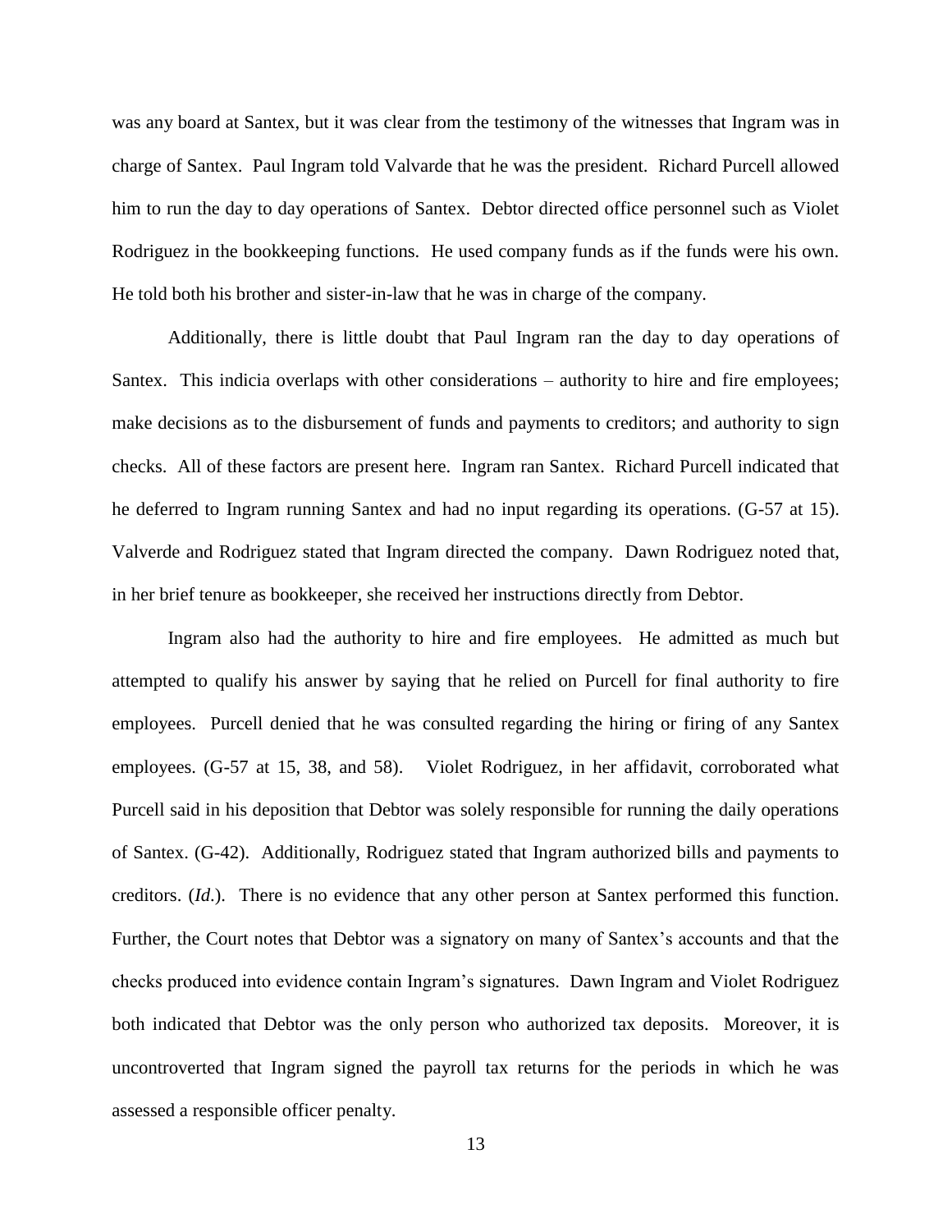was any board at Santex, but it was clear from the testimony of the witnesses that Ingram was in charge of Santex. Paul Ingram told Valvarde that he was the president. Richard Purcell allowed him to run the day to day operations of Santex. Debtor directed office personnel such as Violet Rodriguez in the bookkeeping functions. He used company funds as if the funds were his own. He told both his brother and sister-in-law that he was in charge of the company.

Additionally, there is little doubt that Paul Ingram ran the day to day operations of Santex. This indicia overlaps with other considerations – authority to hire and fire employees; make decisions as to the disbursement of funds and payments to creditors; and authority to sign checks. All of these factors are present here. Ingram ran Santex. Richard Purcell indicated that he deferred to Ingram running Santex and had no input regarding its operations. (G-57 at 15). Valverde and Rodriguez stated that Ingram directed the company. Dawn Rodriguez noted that, in her brief tenure as bookkeeper, she received her instructions directly from Debtor.

Ingram also had the authority to hire and fire employees. He admitted as much but attempted to qualify his answer by saying that he relied on Purcell for final authority to fire employees. Purcell denied that he was consulted regarding the hiring or firing of any Santex employees. (G-57 at 15, 38, and 58). Violet Rodriguez, in her affidavit, corroborated what Purcell said in his deposition that Debtor was solely responsible for running the daily operations of Santex. (G-42). Additionally, Rodriguez stated that Ingram authorized bills and payments to creditors. (*Id.*). There is no evidence that any other person at Santex performed this function. Further, the Court notes that Debtor was a signatory on many of Santex's accounts and that the checks produced into evidence contain Ingram's signatures. Dawn Ingram and Violet Rodriguez both indicated that Debtor was the only person who authorized tax deposits. Moreover, it is uncontroverted that Ingram signed the payroll tax returns for the periods in which he was assessed a responsible officer penalty.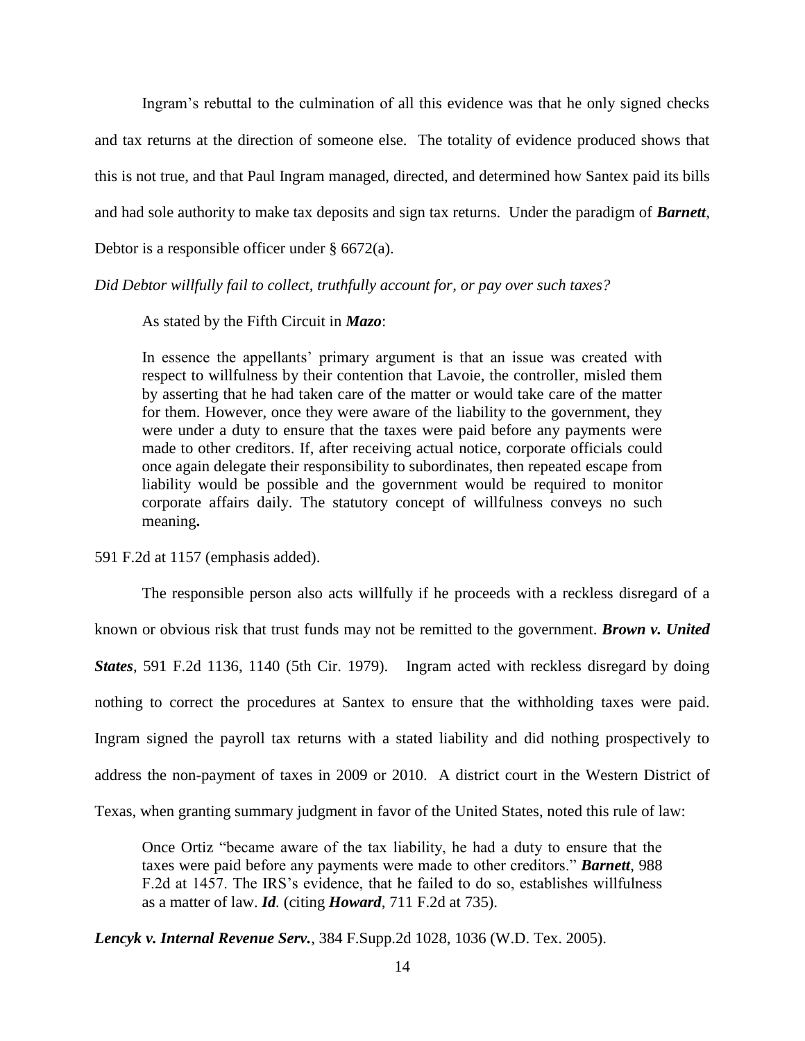Ingram's rebuttal to the culmination of all this evidence was that he only signed checks and tax returns at the direction of someone else. The totality of evidence produced shows that this is not true, and that Paul Ingram managed, directed, and determined how Santex paid its bills and had sole authority to make tax deposits and sign tax returns. Under the paradigm of ***Barnett***, Debtor is a responsible officer under § 6672(a).

*Did Debtor willfully fail to collect, truthfully account for, or pay over such taxes?*

As stated by the Fifth Circuit in ***Mazo***:

> In essence the appellants' primary argument is that an issue was created with respect to willfulness by their contention that Lavoie, the controller, misled them by asserting that he had taken care of the matter or would take care of the matter for them. However, once they were aware of the liability to the government, they were under a duty to ensure that the taxes were paid before any payments were made to other creditors. If, after receiving actual notice, corporate officials could once again delegate their responsibility to subordinates, then repeated escape from liability would be possible and the government would be required to monitor corporate affairs daily. The statutory concept of willfulness conveys no such meaning**.**

591 F.2d at 1157 (emphasis added).

The responsible person also acts willfully if he proceeds with a reckless disregard of a known or obvious risk that trust funds may not be remitted to the government. ***Brown v. United States***, 591 F.2d 1136, 1140 (5th Cir. 1979). Ingram acted with reckless disregard by doing nothing to correct the procedures at Santex to ensure that the withholding taxes were paid. Ingram signed the payroll tax returns with a stated liability and did nothing prospectively to address the non-payment of taxes in 2009 or 2010. A district court in the Western District of Texas, when granting summary judgment in favor of the United States, noted this rule of law:

> Once Ortiz "became aware of the tax liability, he had a duty to ensure that the taxes were paid before any payments were made to other creditors." ***Barnett***, 988 F.2d at 1457. The IRS's evidence, that he failed to do so, establishes willfulness as a matter of law. ***Id***. (citing ***Howard***, 711 F.2d at 735).

***Lencyk v. Internal Revenue Serv.***, 384 F.Supp.2d 1028, 1036 (W.D. Tex. 2005).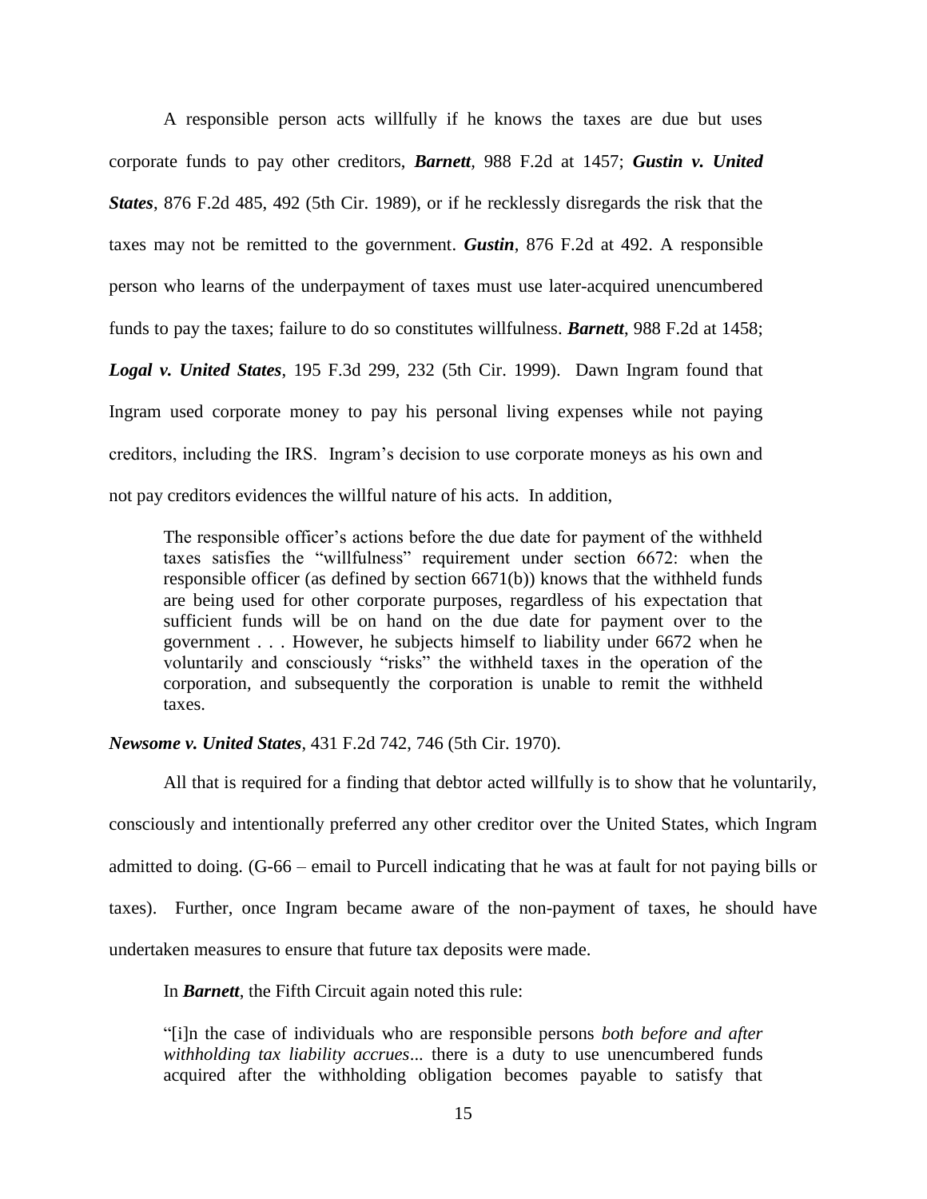A responsible person acts willfully if he knows the taxes are due but uses corporate funds to pay other creditors, ***Barnett***, 988 F.2d at 1457; ***Gustin v. United States***, 876 F.2d 485, 492 (5th Cir. 1989), or if he recklessly disregards the risk that the taxes may not be remitted to the government. ***Gustin***, 876 F.2d at 492. A responsible person who learns of the underpayment of taxes must use later-acquired unencumbered funds to pay the taxes; failure to do so constitutes willfulness. ***Barnett***, 988 F.2d at 1458; ***Logal v. United States***, 195 F.3d 299, 232 (5th Cir. 1999). Dawn Ingram found that Ingram used corporate money to pay his personal living expenses while not paying creditors, including the IRS. Ingram's decision to use corporate moneys as his own and not pay creditors evidences the willful nature of his acts. In addition,

> The responsible officer's actions before the due date for payment of the withheld taxes satisfies the "willfulness" requirement under section 6672: when the responsible officer (as defined by section 6671(b)) knows that the withheld funds are being used for other corporate purposes, regardless of his expectation that sufficient funds will be on hand on the due date for payment over to the government . . . However, he subjects himself to liability under 6672 when he voluntarily and consciously "risks" the withheld taxes in the operation of the corporation, and subsequently the corporation is unable to remit the withheld taxes.

***Newsome v. United States***, 431 F.2d 742, 746 (5th Cir. 1970).

All that is required for a finding that debtor acted willfully is to show that he voluntarily, consciously and intentionally preferred any other creditor over the United States, which Ingram admitted to doing. (G-66 – email to Purcell indicating that he was at fault for not paying bills or taxes). Further, once Ingram became aware of the non-payment of taxes, he should have undertaken measures to ensure that future tax deposits were made.

In ***Barnett***, the Fifth Circuit again noted this rule:

> "[i]n the case of individuals who are responsible persons *both before and after withholding tax liability accrues*... there is a duty to use unencumbered funds acquired after the withholding obligation becomes payable to satisfy that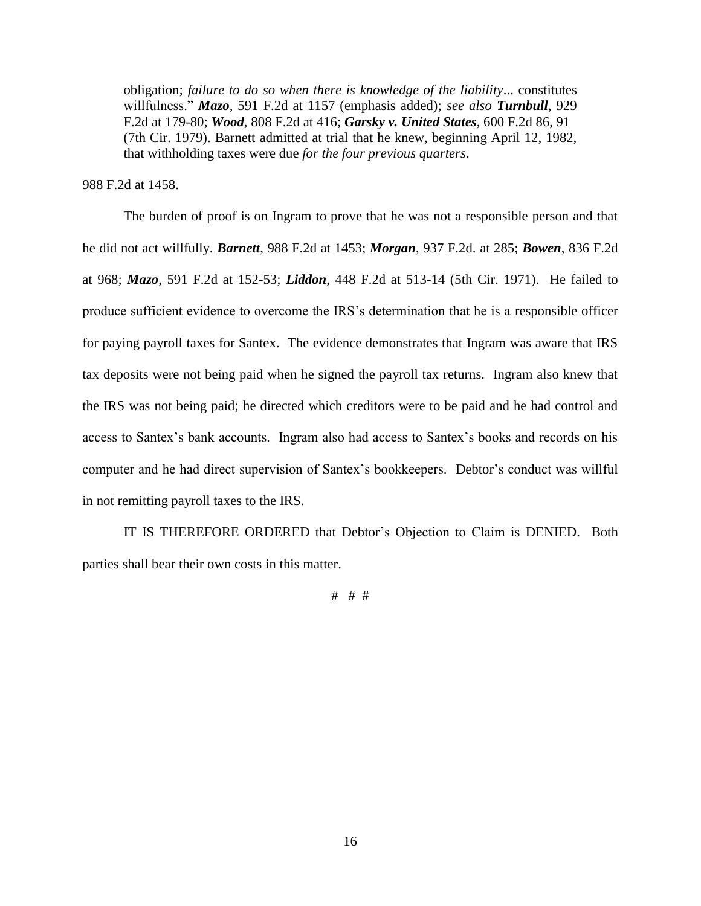> obligation; *failure to do so when there is knowledge of the liability*... constitutes willfulness." ***Mazo***, 591 F.2d at 1157 (emphasis added); *see also* ***Turnbull***, 929 F.2d at 179-80; ***Wood***, 808 F.2d at 416; ***Garsky v. United States***, 600 F.2d 86, 91 (7th Cir. 1979). Barnett admitted at trial that he knew, beginning April 12, 1982, that withholding taxes were due *for the four previous quarters*.

988 F.2d at 1458.

The burden of proof is on Ingram to prove that he was not a responsible person and that he did not act willfully. ***Barnett***, 988 F.2d at 1453; ***Morgan***, 937 F.2d. at 285; ***Bowen***, 836 F.2d at 968; ***Mazo***, 591 F.2d at 152-53; ***Liddon***, 448 F.2d at 513-14 (5th Cir. 1971). He failed to produce sufficient evidence to overcome the IRS's determination that he is a responsible officer for paying payroll taxes for Santex. The evidence demonstrates that Ingram was aware that IRS tax deposits were not being paid when he signed the payroll tax returns. Ingram also knew that the IRS was not being paid; he directed which creditors were to be paid and he had control and access to Santex's bank accounts. Ingram also had access to Santex's books and records on his computer and he had direct supervision of Santex's bookkeepers. Debtor's conduct was willful in not remitting payroll taxes to the IRS.

IT IS THEREFORE ORDERED that Debtor's Objection to Claim is DENIED. Both parties shall bear their own costs in this matter.

# # #